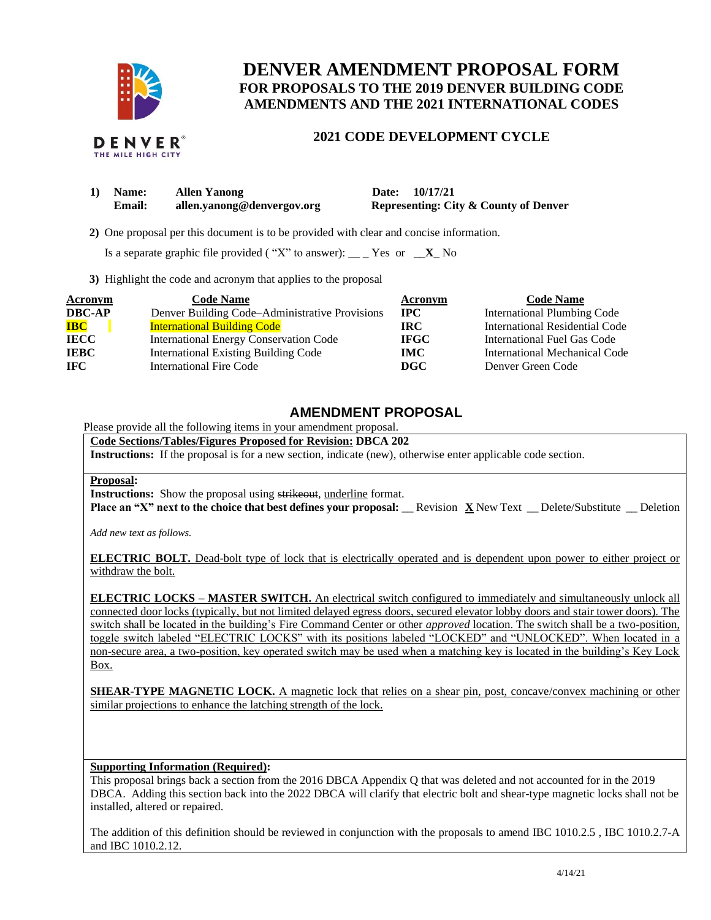# DENVER AMENDMENT PROPOSAL FORM

## FOR PROPOSALS TO THE 2019 DENVER BUILDING CODE AMENDMENTS AND THE 2021 INTERNATIONAL CODES

### 2021 CODE DEVELOPMENT CYCLE

**1) Name:** **Allen Yanong** **Date:** **10/17/21**
**Email:** **allen.yanong@denvergov.org** **Representing: City & County of Denver**

**2)** One proposal per this document is to be provided with clear and concise information.

Is a separate graphic file provided ( "X" to answer): \_\_ \_ Yes or \_\_**X**\_ No

**3)** Highlight the code and acronym that applies to the proposal

| Acronym | Code Name | Acronym | Code Name |
|---|---|---|---|
| **DBC-AP** | Denver Building Code–Administrative Provisions | **IPC** | International Plumbing Code |
| **IBC** | International Building Code | **IRC** | International Residential Code |
| **IECC** | International Energy Conservation Code | **IFGC** | International Fuel Gas Code |
| **IEBC** | International Existing Building Code | **IMC** | International Mechanical Code |
| **IFC** | International Fire Code | **DGC** | Denver Green Code |

## AMENDMENT PROPOSAL

Please provide all the following items in your amendment proposal.

**Code Sections/Tables/Figures Proposed for Revision: DBCA 202**

**Instructions:** If the proposal is for a new section, indicate (new), otherwise enter applicable code section.

**Proposal:**

**Instructions:** Show the proposal using ~~strikeout~~, <u>underline</u> format.

**Place an "X" next to the choice that best defines your proposal:** \_\_ Revision **X** New Text \_\_ Delete/Substitute \_\_ Deletion

*Add new text as follows.*

<u>**ELECTRIC BOLT.** Dead-bolt type of lock that is electrically operated and is dependent upon power to either project or withdraw the bolt.</u>

<u>**ELECTRIC LOCKS – MASTER SWITCH.** An electrical switch configured to immediately and simultaneously unlock all connected door locks (typically, but not limited delayed egress doors, secured elevator lobby doors and stair tower doors). The switch shall be located in the building's Fire Command Center or other *approved* location. The switch shall be a two-position, toggle switch labeled "ELECTRIC LOCKS" with its positions labeled "LOCKED" and "UNLOCKED". When located in a non-secure area, a two-position, key operated switch may be used when a matching key is located in the building's Key Lock Box.</u>

<u>**SHEAR-TYPE MAGNETIC LOCK.** A magnetic lock that relies on a shear pin, post, concave/convex machining or other similar projections to enhance the latching strength of the lock.</u>

**Supporting Information (Required):**

This proposal brings back a section from the 2016 DBCA Appendix Q that was deleted and not accounted for in the 2019 DBCA. Adding this section back into the 2022 DBCA will clarify that electric bolt and shear-type magnetic locks shall not be installed, altered or repaired.

The addition of this definition should be reviewed in conjunction with the proposals to amend IBC 1010.2.5 , IBC 1010.2.7-A and IBC 1010.2.12.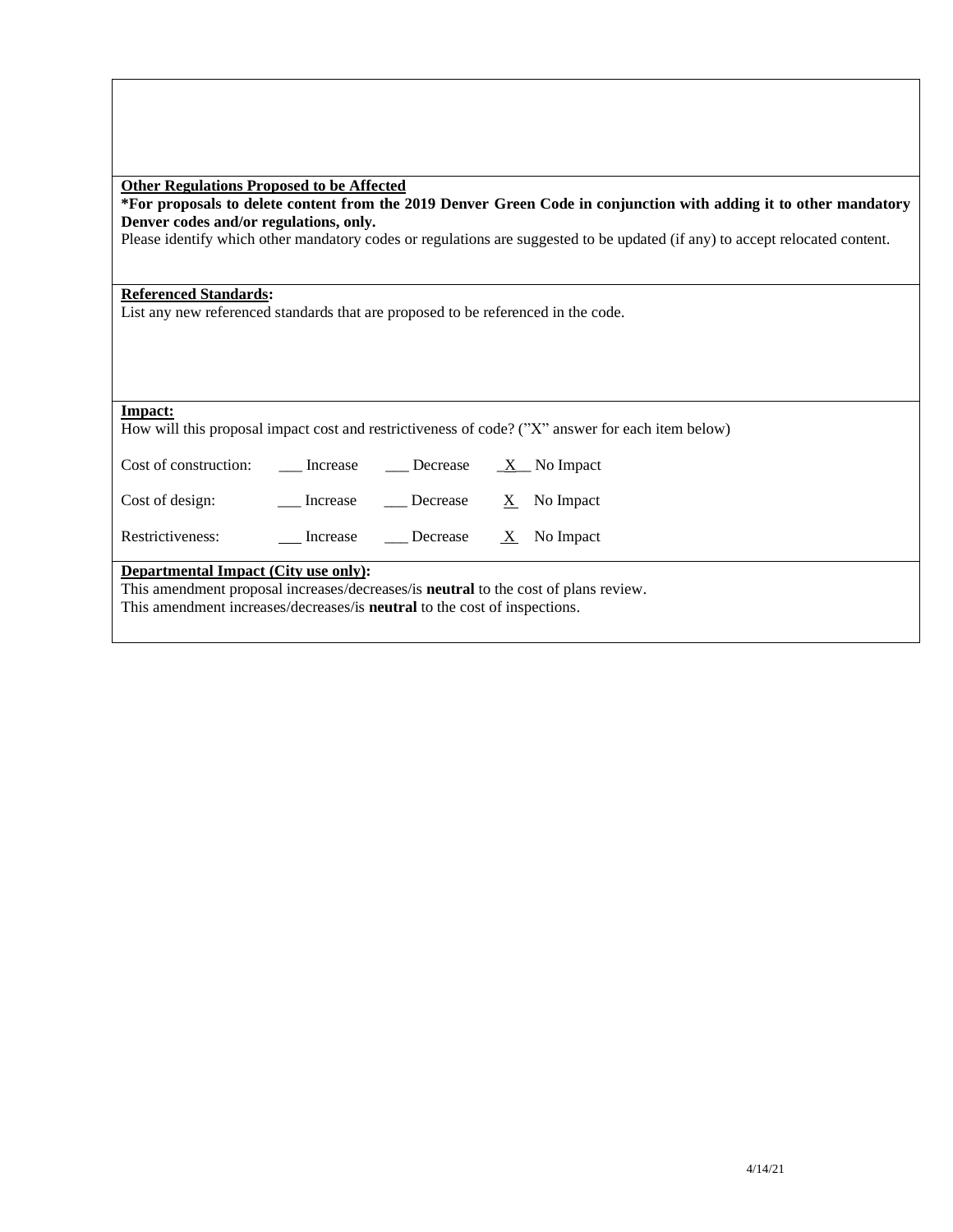**Other Regulations Proposed to be Affected**

**\*For proposals to delete content from the 2019 Denver Green Code in conjunction with adding it to other mandatory Denver codes and/or regulations, only.**

Please identify which other mandatory codes or regulations are suggested to be updated (if any) to accept relocated content.

**Referenced Standards:**

List any new referenced standards that are proposed to be referenced in the code.

**Impact:**

How will this proposal impact cost and restrictiveness of code? ("X" answer for each item below)

Cost of construction: ___ Increase ___ Decrease _X_ No Impact

Cost of design: ___ Increase ___ Decrease _X_ No Impact

Restrictiveness: ___ Increase ___ Decrease _X_ No Impact

**Departmental Impact (City use only):**

This amendment proposal increases/decreases/is **neutral** to the cost of plans review.

This amendment increases/decreases/is **neutral** to the cost of inspections.